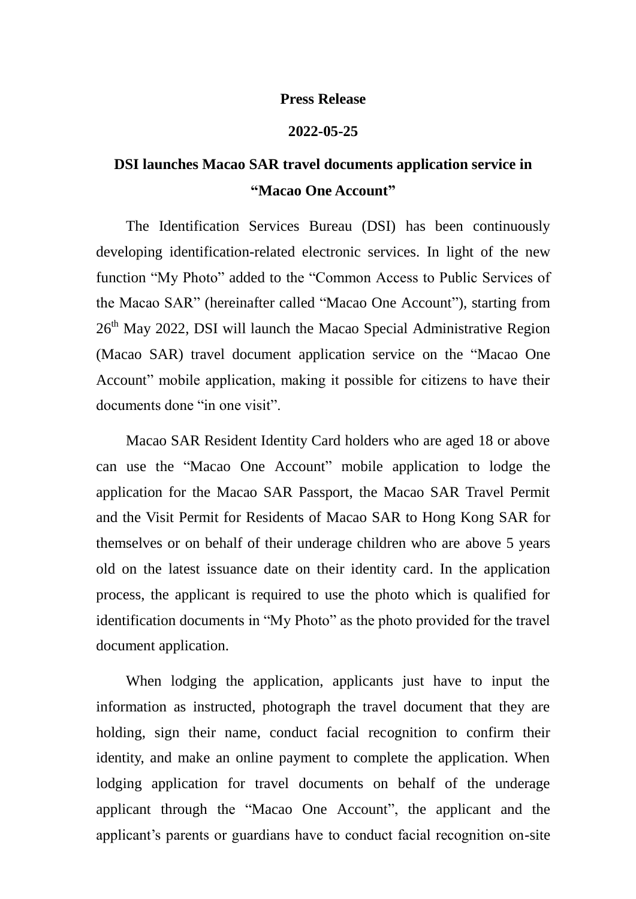**Press Release**

**2022-05-25**

# DSI launches Macao SAR travel documents application service in "Macao One Account"

The Identification Services Bureau (DSI) has been continuously developing identification-related electronic services. In light of the new function "My Photo" added to the "Common Access to Public Services of the Macao SAR" (hereinafter called "Macao One Account"), starting from 26th May 2022, DSI will launch the Macao Special Administrative Region (Macao SAR) travel document application service on the "Macao One Account" mobile application, making it possible for citizens to have their documents done "in one visit".

Macao SAR Resident Identity Card holders who are aged 18 or above can use the "Macao One Account" mobile application to lodge the application for the Macao SAR Passport, the Macao SAR Travel Permit and the Visit Permit for Residents of Macao SAR to Hong Kong SAR for themselves or on behalf of their underage children who are above 5 years old on the latest issuance date on their identity card. In the application process, the applicant is required to use the photo which is qualified for identification documents in "My Photo" as the photo provided for the travel document application.

When lodging the application, applicants just have to input the information as instructed, photograph the travel document that they are holding, sign their name, conduct facial recognition to confirm their identity, and make an online payment to complete the application. When lodging application for travel documents on behalf of the underage applicant through the "Macao One Account", the applicant and the applicant's parents or guardians have to conduct facial recognition on-site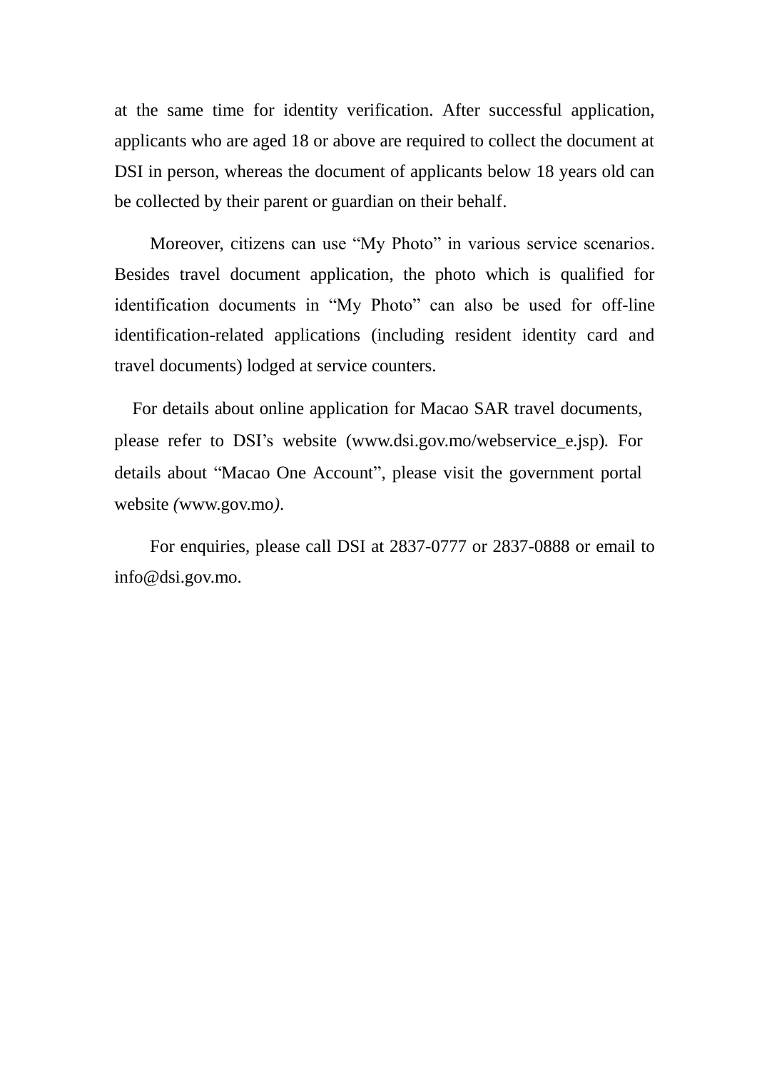at the same time for identity verification. After successful application, applicants who are aged 18 or above are required to collect the document at DSI in person, whereas the document of applicants below 18 years old can be collected by their parent or guardian on their behalf.

Moreover, citizens can use “My Photo” in various service scenarios. Besides travel document application, the photo which is qualified for identification documents in “My Photo” can also be used for off-line identification-related applications (including resident identity card and travel documents) lodged at service counters.

For details about online application for Macao SAR travel documents, please refer to DSI’s website (www.dsi.gov.mo/webservice_e.jsp). For details about “Macao One Account”, please visit the government portal website (www.gov.mo).

For enquiries, please call DSI at 2837-0777 or 2837-0888 or email to info@dsi.gov.mo.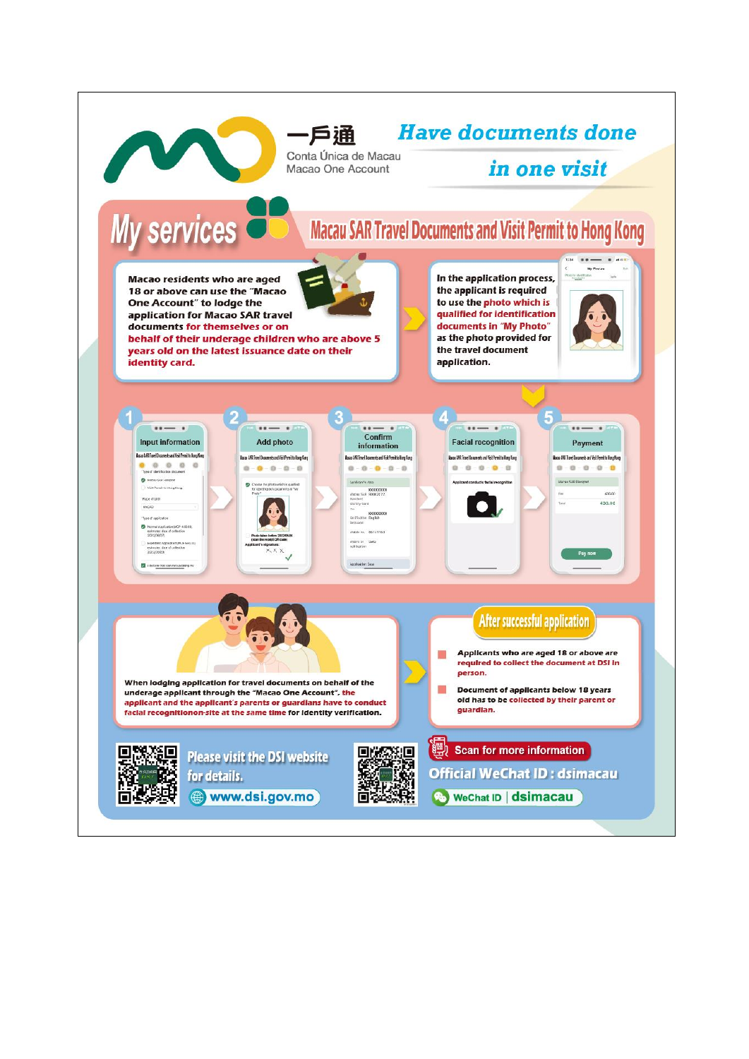一戶通
Conta Única de Macau
Macao One Account

# Have documents done in one visit

## My services

## Macau SAR Travel Documents and Visit Permit to Hong Kong

Macao residents who are aged 18 or above can use the "Macao One Account" to lodge the application for Macao SAR travel documents **for themselves or on behalf of their underage children who are above 5 years old on the latest issuance date on their identity card.**

In the application process, the applicant is required to use the **photo which is qualified for identification documents in "My Photo"** as the photo provided for the travel document application.

1. Input information
2. Add photo
3. Confirm information
4. Facial recognition
5. Payment

When lodging application for travel documents on behalf of the underage applicant through the "Macao One Account", **the applicant and the applicant's parents or guardians have to conduct facial recognitionon-site at the same time** for identity verification.

### After successful application

- Applicants who are aged 18 or above are **required to collect the document at DSI in person.**
- Document of applicants below 18 years old has to be **collected by their parent or guardian.**

Please visit the DSI website for details.
www.dsi.gov.mo

Scan for more information
Official WeChat ID : dsimacau
WeChat ID | dsimacau